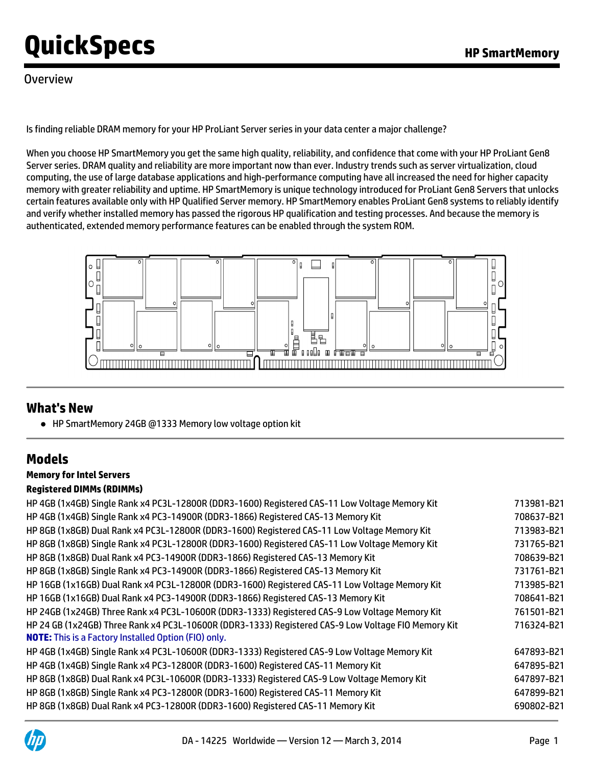# QuickSpecs

## HP SmartMemory

### Overview

Is finding reliable DRAM memory for your HP ProLiant Server series in your data center a major challenge?

When you choose HP SmartMemory you get the same high quality, reliability, and confidence that come with your HP ProLiant Gen8 Server series. DRAM quality and reliability are more important now than ever. Industry trends such as server virtualization, cloud computing, the use of large database applications and high-performance computing have all increased the need for higher capacity memory with greater reliability and uptime. HP SmartMemory is unique technology introduced for ProLiant Gen8 Servers that unlocks certain features available only with HP Qualified Server memory. HP SmartMemory enables ProLiant Gen8 systems to reliably identify and verify whether installed memory has passed the rigorous HP qualification and testing processes. And because the memory is authenticated, extended memory performance features can be enabled through the system ROM.

## What's New

- HP SmartMemory 24GB @1333 Memory low voltage option kit

## Models

**Memory for Intel Servers**

**Registered DIMMs (RDIMMs)**

| Description | Part Number |
|---|---|
| HP 4GB (1x4GB) Single Rank x4 PC3L-12800R (DDR3-1600) Registered CAS-11 Low Voltage Memory Kit | 713981-B21 |
| HP 4GB (1x4GB) Single Rank x4 PC3-14900R (DDR3-1866) Registered CAS-13 Memory Kit | 708637-B21 |
| HP 8GB (1x8GB) Dual Rank x4 PC3L-12800R (DDR3-1600) Registered CAS-11 Low Voltage Memory Kit | 713983-B21 |
| HP 8GB (1x8GB) Single Rank x4 PC3L-12800R (DDR3-1600) Registered CAS-11 Low Voltage Memory Kit | 731765-B21 |
| HP 8GB (1x8GB) Dual Rank x4 PC3-14900R (DDR3-1866) Registered CAS-13 Memory Kit | 708639-B21 |
| HP 8GB (1x8GB) Single Rank x4 PC3-14900R (DDR3-1866) Registered CAS-13 Memory Kit | 731761-B21 |
| HP 16GB (1x16GB) Dual Rank x4 PC3L-12800R (DDR3-1600) Registered CAS-11 Low Voltage Memory Kit | 713985-B21 |
| HP 16GB (1x16GB) Dual Rank x4 PC3-14900R (DDR3-1866) Registered CAS-13 Memory Kit | 708641-B21 |
| HP 24GB (1x24GB) Three Rank x4 PC3L-10600R (DDR3-1333) Registered CAS-9 Low Voltage Memory Kit | 761501-B21 |
| HP 24 GB (1x24GB) Three Rank x4 PC3L-10600R (DDR3-1333) Registered CAS-9 Low Voltage FIO Memory Kit<br>**NOTE:** This is a Factory Installed Option (FIO) only. | 716324-B21 |
| HP 4GB (1x4GB) Single Rank x4 PC3L-10600R (DDR3-1333) Registered CAS-9 Low Voltage Memory Kit | 647893-B21 |
| HP 4GB (1x4GB) Single Rank x4 PC3-12800R (DDR3-1600) Registered CAS-11 Memory Kit | 647895-B21 |
| HP 8GB (1x8GB) Dual Rank x4 PC3L-10600R (DDR3-1333) Registered CAS-9 Low Voltage Memory Kit | 647897-B21 |
| HP 8GB (1x8GB) Single Rank x4 PC3-12800R (DDR3-1600) Registered CAS-11 Memory Kit | 647899-B21 |
| HP 8GB (1x8GB) Dual Rank x4 PC3-12800R (DDR3-1600) Registered CAS-11 Memory Kit | 690802-B21 |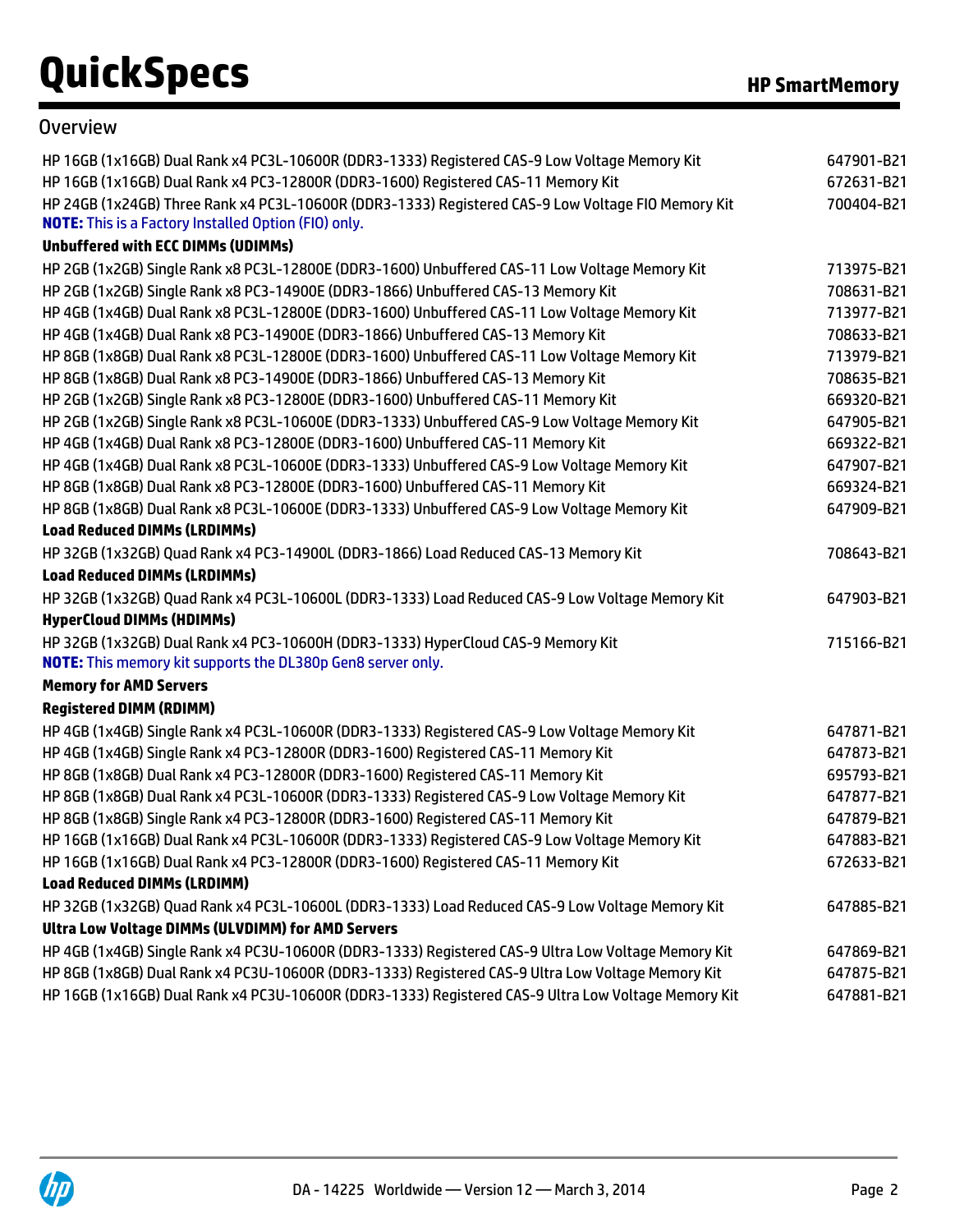## Overview

| | |
|---|---|
| HP 16GB (1x16GB) Dual Rank x4 PC3L-10600R (DDR3-1333) Registered CAS-9 Low Voltage Memory Kit | 647901-B21 |
| HP 16GB (1x16GB) Dual Rank x4 PC3-12800R (DDR3-1600) Registered CAS-11 Memory Kit | 672631-B21 |
| HP 24GB (1x24GB) Three Rank x4 PC3L-10600R (DDR3-1333) Registered CAS-9 Low Voltage FIO Memory Kit<br>**NOTE:** This is a Factory Installed Option (FIO) only. | 700404-B21 |
| **Unbuffered with ECC DIMMs (UDIMMs)** | |
| HP 2GB (1x2GB) Single Rank x8 PC3L-12800E (DDR3-1600) Unbuffered CAS-11 Low Voltage Memory Kit | 713975-B21 |
| HP 2GB (1x2GB) Single Rank x8 PC3-14900E (DDR3-1866) Unbuffered CAS-13 Memory Kit | 708631-B21 |
| HP 4GB (1x4GB) Dual Rank x8 PC3L-12800E (DDR3-1600) Unbuffered CAS-11 Low Voltage Memory Kit | 713977-B21 |
| HP 4GB (1x4GB) Dual Rank x8 PC3-14900E (DDR3-1866) Unbuffered CAS-13 Memory Kit | 708633-B21 |
| HP 8GB (1x8GB) Dual Rank x8 PC3L-12800E (DDR3-1600) Unbuffered CAS-11 Low Voltage Memory Kit | 713979-B21 |
| HP 8GB (1x8GB) Dual Rank x8 PC3-14900E (DDR3-1866) Unbuffered CAS-13 Memory Kit | 708635-B21 |
| HP 2GB (1x2GB) Single Rank x8 PC3-12800E (DDR3-1600) Unbuffered CAS-11 Memory Kit | 669320-B21 |
| HP 2GB (1x2GB) Single Rank x8 PC3L-10600E (DDR3-1333) Unbuffered CAS-9 Low Voltage Memory Kit | 647905-B21 |
| HP 4GB (1x4GB) Dual Rank x8 PC3-12800E (DDR3-1600) Unbuffered CAS-11 Memory Kit | 669322-B21 |
| HP 4GB (1x4GB) Dual Rank x8 PC3L-10600E (DDR3-1333) Unbuffered CAS-9 Low Voltage Memory Kit | 647907-B21 |
| HP 8GB (1x8GB) Dual Rank x8 PC3-12800E (DDR3-1600) Unbuffered CAS-11 Memory Kit | 669324-B21 |
| HP 8GB (1x8GB) Dual Rank x8 PC3L-10600E (DDR3-1333) Unbuffered CAS-9 Low Voltage Memory Kit | 647909-B21 |
| **Load Reduced DIMMs (LRDIMMs)** | |
| HP 32GB (1x32GB) Quad Rank x4 PC3-14900L (DDR3-1866) Load Reduced CAS-13 Memory Kit | 708643-B21 |
| **Load Reduced DIMMs (LRDIMMs)** | |
| HP 32GB (1x32GB) Quad Rank x4 PC3L-10600L (DDR3-1333) Load Reduced CAS-9 Low Voltage Memory Kit | 647903-B21 |
| **HyperCloud DIMMs (HDIMMs)** | |
| HP 32GB (1x32GB) Dual Rank x4 PC3-10600H (DDR3-1333) HyperCloud CAS-9 Memory Kit<br>**NOTE:** This memory kit supports the DL380p Gen8 server only. | 715166-B21 |
| **Memory for AMD Servers** | |
| **Registered DIMM (RDIMM)** | |
| HP 4GB (1x4GB) Single Rank x4 PC3L-10600R (DDR3-1333) Registered CAS-9 Low Voltage Memory Kit | 647871-B21 |
| HP 4GB (1x4GB) Single Rank x4 PC3-12800R (DDR3-1600) Registered CAS-11 Memory Kit | 647873-B21 |
| HP 8GB (1x8GB) Dual Rank x4 PC3-12800R (DDR3-1600) Registered CAS-11 Memory Kit | 695793-B21 |
| HP 8GB (1x8GB) Dual Rank x4 PC3L-10600R (DDR3-1333) Registered CAS-9 Low Voltage Memory Kit | 647877-B21 |
| HP 8GB (1x8GB) Single Rank x4 PC3-12800R (DDR3-1600) Registered CAS-11 Memory Kit | 647879-B21 |
| HP 16GB (1x16GB) Dual Rank x4 PC3L-10600R (DDR3-1333) Registered CAS-9 Low Voltage Memory Kit | 647883-B21 |
| HP 16GB (1x16GB) Dual Rank x4 PC3-12800R (DDR3-1600) Registered CAS-11 Memory Kit | 672633-B21 |
| **Load Reduced DIMMs (LRDIMM)** | |
| HP 32GB (1x32GB) Quad Rank x4 PC3L-10600L (DDR3-1333) Load Reduced CAS-9 Low Voltage Memory Kit | 647885-B21 |
| **Ultra Low Voltage DIMMs (ULVDIMM) for AMD Servers** | |
| HP 4GB (1x4GB) Single Rank x4 PC3U-10600R (DDR3-1333) Registered CAS-9 Ultra Low Voltage Memory Kit | 647869-B21 |
| HP 8GB (1x8GB) Dual Rank x4 PC3U-10600R (DDR3-1333) Registered CAS-9 Ultra Low Voltage Memory Kit | 647875-B21 |
| HP 16GB (1x16GB) Dual Rank x4 PC3U-10600R (DDR3-1333) Registered CAS-9 Ultra Low Voltage Memory Kit | 647881-B21 |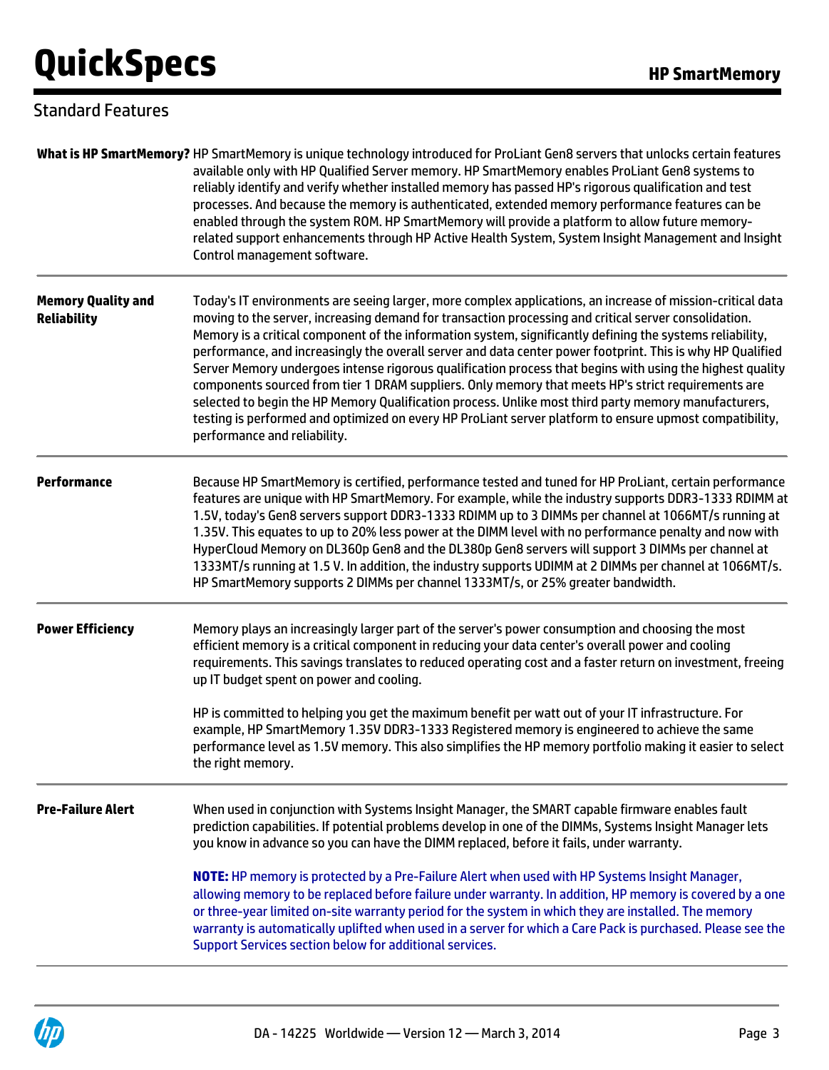## Standard Features

**What is HP SmartMemory?** HP SmartMemory is unique technology introduced for ProLiant Gen8 servers that unlocks certain features available only with HP Qualified Server memory. HP SmartMemory enables ProLiant Gen8 systems to reliably identify and verify whether installed memory has passed HP's rigorous qualification and test processes. And because the memory is authenticated, extended memory performance features can be enabled through the system ROM. HP SmartMemory will provide a platform to allow future memory-related support enhancements through HP Active Health System, System Insight Management and Insight Control management software.

**Memory Quality and Reliability**

Today's IT environments are seeing larger, more complex applications, an increase of mission-critical data moving to the server, increasing demand for transaction processing and critical server consolidation. Memory is a critical component of the information system, significantly defining the systems reliability, performance, and increasingly the overall server and data center power footprint. This is why HP Qualified Server Memory undergoes intense rigorous qualification process that begins with using the highest quality components sourced from tier 1 DRAM suppliers. Only memory that meets HP's strict requirements are selected to begin the HP Memory Qualification process. Unlike most third party memory manufacturers, testing is performed and optimized on every HP ProLiant server platform to ensure upmost compatibility, performance and reliability.

**Performance**

Because HP SmartMemory is certified, performance tested and tuned for HP ProLiant, certain performance features are unique with HP SmartMemory. For example, while the industry supports DDR3-1333 RDIMM at 1.5V, today's Gen8 servers support DDR3-1333 RDIMM up to 3 DIMMs per channel at 1066MT/s running at 1.35V. This equates to up to 20% less power at the DIMM level with no performance penalty and now with HyperCloud Memory on DL360p Gen8 and the DL380p Gen8 servers will support 3 DIMMs per channel at 1333MT/s running at 1.5 V. In addition, the industry supports UDIMM at 2 DIMMs per channel at 1066MT/s. HP SmartMemory supports 2 DIMMs per channel 1333MT/s, or 25% greater bandwidth.

**Power Efficiency**

Memory plays an increasingly larger part of the server's power consumption and choosing the most efficient memory is a critical component in reducing your data center's overall power and cooling requirements. This savings translates to reduced operating cost and a faster return on investment, freeing up IT budget spent on power and cooling.

HP is committed to helping you get the maximum benefit per watt out of your IT infrastructure. For example, HP SmartMemory 1.35V DDR3-1333 Registered memory is engineered to achieve the same performance level as 1.5V memory. This also simplifies the HP memory portfolio making it easier to select the right memory.

**Pre-Failure Alert**

When used in conjunction with Systems Insight Manager, the SMART capable firmware enables fault prediction capabilities. If potential problems develop in one of the DIMMs, Systems Insight Manager lets you know in advance so you can have the DIMM replaced, before it fails, under warranty.

**NOTE:** HP memory is protected by a Pre-Failure Alert when used with HP Systems Insight Manager, allowing memory to be replaced before failure under warranty. In addition, HP memory is covered by a one or three-year limited on-site warranty period for the system in which they are installed. The memory warranty is automatically uplifted when used in a server for which a Care Pack is purchased. Please see the Support Services section below for additional services.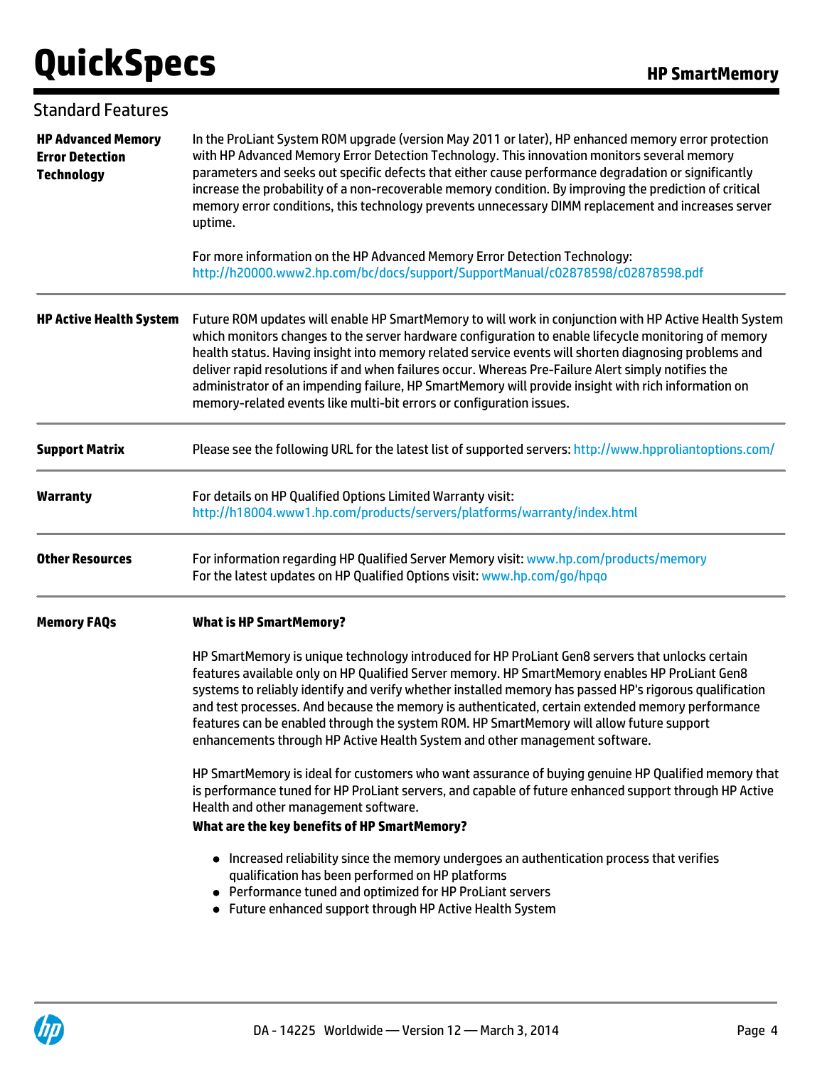## Standard Features

**HP Advanced Memory Error Detection Technology**

In the ProLiant System ROM upgrade (version May 2011 or later), HP enhanced memory error protection with HP Advanced Memory Error Detection Technology. This innovation monitors several memory parameters and seeks out specific defects that either cause performance degradation or significantly increase the probability of a non-recoverable memory condition. By improving the prediction of critical memory error conditions, this technology prevents unnecessary DIMM replacement and increases server uptime.

For more information on the HP Advanced Memory Error Detection Technology: http://h20000.www2.hp.com/bc/docs/support/SupportManual/c02878598/c02878598.pdf

---

**HP Active Health System**

Future ROM updates will enable HP SmartMemory to will work in conjunction with HP Active Health System which monitors changes to the server hardware configuration to enable lifecycle monitoring of memory health status. Having insight into memory related service events will shorten diagnosing problems and deliver rapid resolutions if and when failures occur. Whereas Pre-Failure Alert simply notifies the administrator of an impending failure, HP SmartMemory will provide insight with rich information on memory-related events like multi-bit errors or configuration issues.

---

**Support Matrix**

Please see the following URL for the latest list of supported servers: http://www.hpproliantoptions.com/

---

**Warranty**

For details on HP Qualified Options Limited Warranty visit: http://h18004.www1.hp.com/products/servers/platforms/warranty/index.html

---

**Other Resources**

For information regarding HP Qualified Server Memory visit: www.hp.com/products/memory
For the latest updates on HP Qualified Options visit: www.hp.com/go/hpqo

---

**Memory FAQs**

**What is HP SmartMemory?**

HP SmartMemory is unique technology introduced for HP ProLiant Gen8 servers that unlocks certain features available only on HP Qualified Server memory. HP SmartMemory enables HP ProLiant Gen8 systems to reliably identify and verify whether installed memory has passed HP's rigorous qualification and test processes. And because the memory is authenticated, certain extended memory performance features can be enabled through the system ROM. HP SmartMemory will allow future support enhancements through HP Active Health System and other management software.

HP SmartMemory is ideal for customers who want assurance of buying genuine HP Qualified memory that is performance tuned for HP ProLiant servers, and capable of future enhanced support through HP Active Health and other management software.

**What are the key benefits of HP SmartMemory?**

- Increased reliability since the memory undergoes an authentication process that verifies qualification has been performed on HP platforms
- Performance tuned and optimized for HP ProLiant servers
- Future enhanced support through HP Active Health System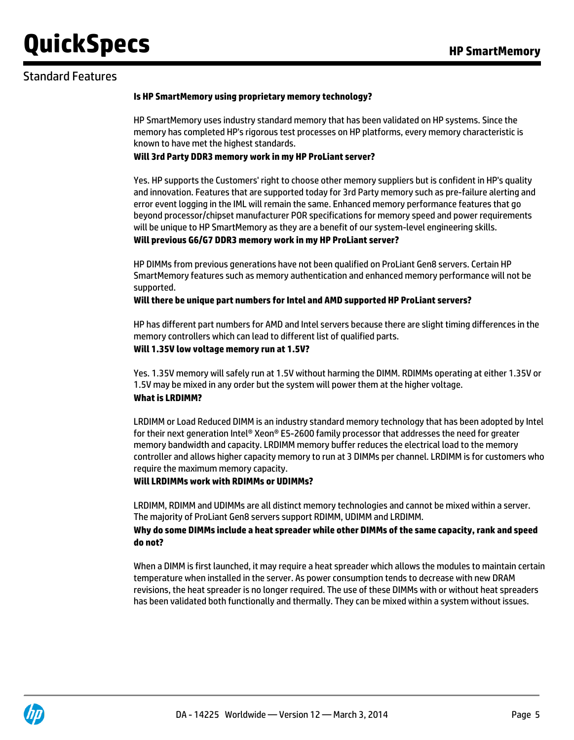## Standard Features

**Is HP SmartMemory using proprietary memory technology?**

HP SmartMemory uses industry standard memory that has been validated on HP systems. Since the memory has completed HP's rigorous test processes on HP platforms, every memory characteristic is known to have met the highest standards.

**Will 3rd Party DDR3 memory work in my HP ProLiant server?**

Yes. HP supports the Customers' right to choose other memory suppliers but is confident in HP's quality and innovation. Features that are supported today for 3rd Party memory such as pre-failure alerting and error event logging in the IML will remain the same. Enhanced memory performance features that go beyond processor/chipset manufacturer POR specifications for memory speed and power requirements will be unique to HP SmartMemory as they are a benefit of our system-level engineering skills.

**Will previous G6/G7 DDR3 memory work in my HP ProLiant server?**

HP DIMMs from previous generations have not been qualified on ProLiant Gen8 servers. Certain HP SmartMemory features such as memory authentication and enhanced memory performance will not be supported.

**Will there be unique part numbers for Intel and AMD supported HP ProLiant servers?**

HP has different part numbers for AMD and Intel servers because there are slight timing differences in the memory controllers which can lead to different list of qualified parts.

**Will 1.35V low voltage memory run at 1.5V?**

Yes. 1.35V memory will safely run at 1.5V without harming the DIMM. RDIMMs operating at either 1.35V or 1.5V may be mixed in any order but the system will power them at the higher voltage.

**What is LRDIMM?**

LRDIMM or Load Reduced DIMM is an industry standard memory technology that has been adopted by Intel for their next generation Intel® Xeon® E5-2600 family processor that addresses the need for greater memory bandwidth and capacity. LRDIMM memory buffer reduces the electrical load to the memory controller and allows higher capacity memory to run at 3 DIMMs per channel. LRDIMM is for customers who require the maximum memory capacity.

**Will LRDIMMs work with RDIMMs or UDIMMs?**

LRDIMM, RDIMM and UDIMMs are all distinct memory technologies and cannot be mixed within a server. The majority of ProLiant Gen8 servers support RDIMM, UDIMM and LRDIMM.

**Why do some DIMMs include a heat spreader while other DIMMs of the same capacity, rank and speed do not?**

When a DIMM is first launched, it may require a heat spreader which allows the modules to maintain certain temperature when installed in the server. As power consumption tends to decrease with new DRAM revisions, the heat spreader is no longer required. The use of these DIMMs with or without heat spreaders has been validated both functionally and thermally. They can be mixed within a system without issues.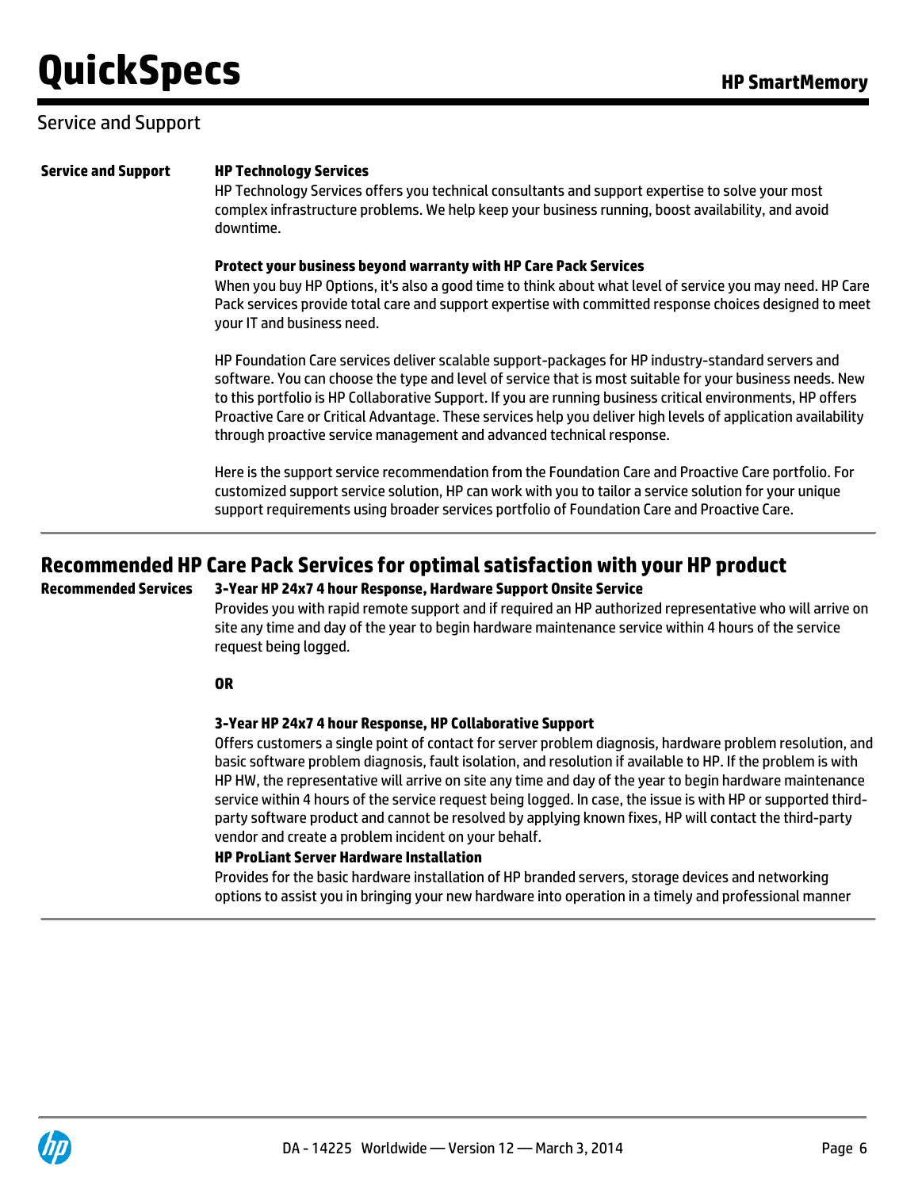## Service and Support

**Service and Support**

**HP Technology Services**

HP Technology Services offers you technical consultants and support expertise to solve your most complex infrastructure problems. We help keep your business running, boost availability, and avoid downtime.

**Protect your business beyond warranty with HP Care Pack Services**

When you buy HP Options, it's also a good time to think about what level of service you may need. HP Care Pack services provide total care and support expertise with committed response choices designed to meet your IT and business need.

HP Foundation Care services deliver scalable support-packages for HP industry-standard servers and software. You can choose the type and level of service that is most suitable for your business needs. New to this portfolio is HP Collaborative Support. If you are running business critical environments, HP offers Proactive Care or Critical Advantage. These services help you deliver high levels of application availability through proactive service management and advanced technical response.

Here is the support service recommendation from the Foundation Care and Proactive Care portfolio. For customized support service solution, HP can work with you to tailor a service solution for your unique support requirements using broader services portfolio of Foundation Care and Proactive Care.

## Recommended HP Care Pack Services for optimal satisfaction with your HP product

**Recommended Services**

**3-Year HP 24x7 4 hour Response, Hardware Support Onsite Service**

Provides you with rapid remote support and if required an HP authorized representative who will arrive on site any time and day of the year to begin hardware maintenance service within 4 hours of the service request being logged.

**OR**

**3-Year HP 24x7 4 hour Response, HP Collaborative Support**

Offers customers a single point of contact for server problem diagnosis, hardware problem resolution, and basic software problem diagnosis, fault isolation, and resolution if available to HP. If the problem is with HP HW, the representative will arrive on site any time and day of the year to begin hardware maintenance service within 4 hours of the service request being logged. In case, the issue is with HP or supported third-party software product and cannot be resolved by applying known fixes, HP will contact the third-party vendor and create a problem incident on your behalf.

**HP ProLiant Server Hardware Installation**

Provides for the basic hardware installation of HP branded servers, storage devices and networking options to assist you in bringing your new hardware into operation in a timely and professional manner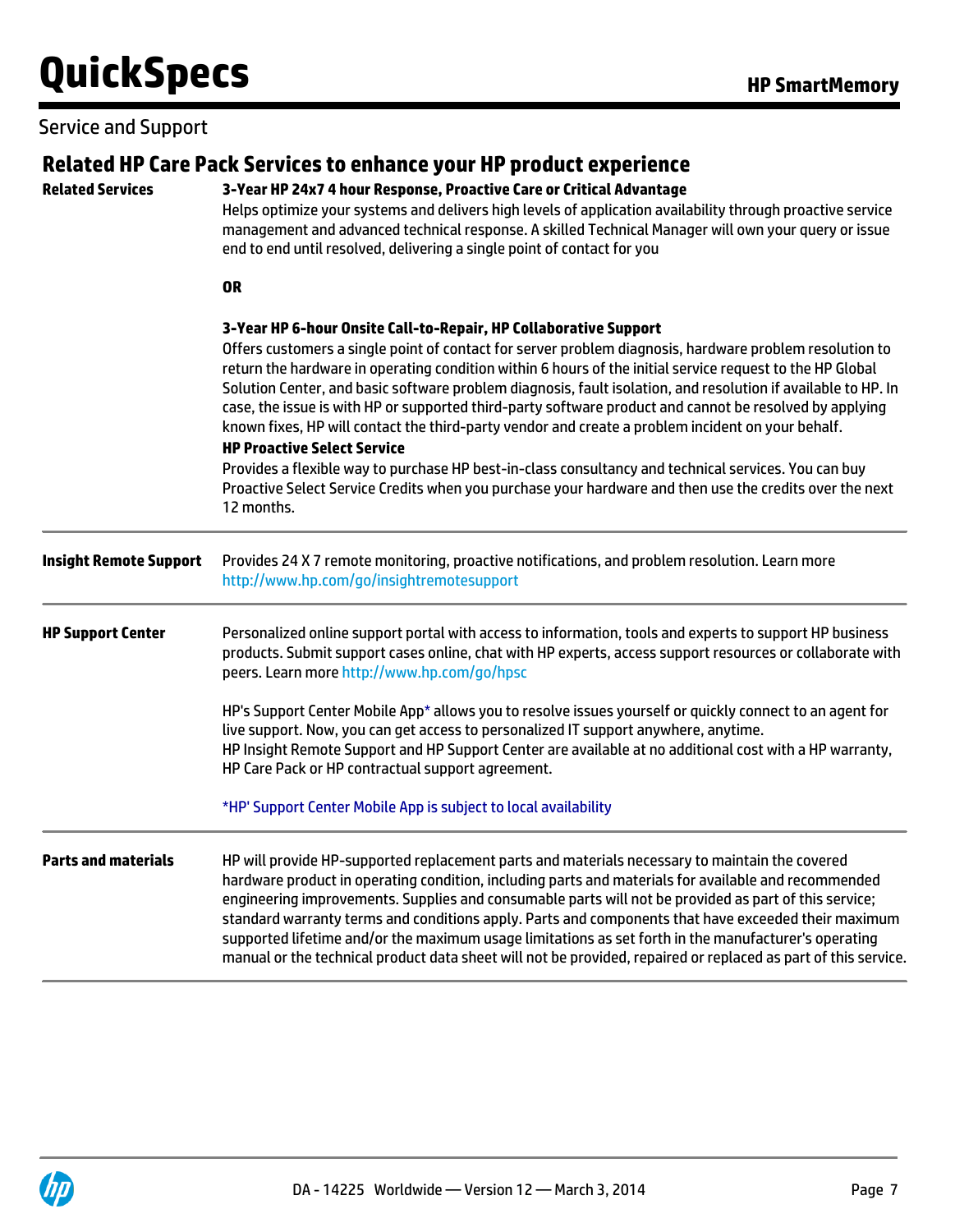Service and Support

## Related HP Care Pack Services to enhance your HP product experience

**Related Services**

**3-Year HP 24x7 4 hour Response, Proactive Care or Critical Advantage**
Helps optimize your systems and delivers high levels of application availability through proactive service management and advanced technical response. A skilled Technical Manager will own your query or issue end to end until resolved, delivering a single point of contact for you

**OR**

**3-Year HP 6-hour Onsite Call-to-Repair, HP Collaborative Support**
Offers customers a single point of contact for server problem diagnosis, hardware problem resolution to return the hardware in operating condition within 6 hours of the initial service request to the HP Global Solution Center, and basic software problem diagnosis, fault isolation, and resolution if available to HP. In case, the issue is with HP or supported third-party software product and cannot be resolved by applying known fixes, HP will contact the third-party vendor and create a problem incident on your behalf.

**HP Proactive Select Service**
Provides a flexible way to purchase HP best-in-class consultancy and technical services. You can buy Proactive Select Service Credits when you purchase your hardware and then use the credits over the next 12 months.

---

**Insight Remote Support**

Provides 24 X 7 remote monitoring, proactive notifications, and problem resolution. Learn more http://www.hp.com/go/insightremotesupport

---

**HP Support Center**

Personalized online support portal with access to information, tools and experts to support HP business products. Submit support cases online, chat with HP experts, access support resources or collaborate with peers. Learn more http://www.hp.com/go/hpsc

HP's Support Center Mobile App* allows you to resolve issues yourself or quickly connect to an agent for live support. Now, you can get access to personalized IT support anywhere, anytime.
HP Insight Remote Support and HP Support Center are available at no additional cost with a HP warranty, HP Care Pack or HP contractual support agreement.

*HP' Support Center Mobile App is subject to local availability

---

**Parts and materials**

HP will provide HP-supported replacement parts and materials necessary to maintain the covered hardware product in operating condition, including parts and materials for available and recommended engineering improvements. Supplies and consumable parts will not be provided as part of this service; standard warranty terms and conditions apply. Parts and components that have exceeded their maximum supported lifetime and/or the maximum usage limitations as set forth in the manufacturer's operating manual or the technical product data sheet will not be provided, repaired or replaced as part of this service.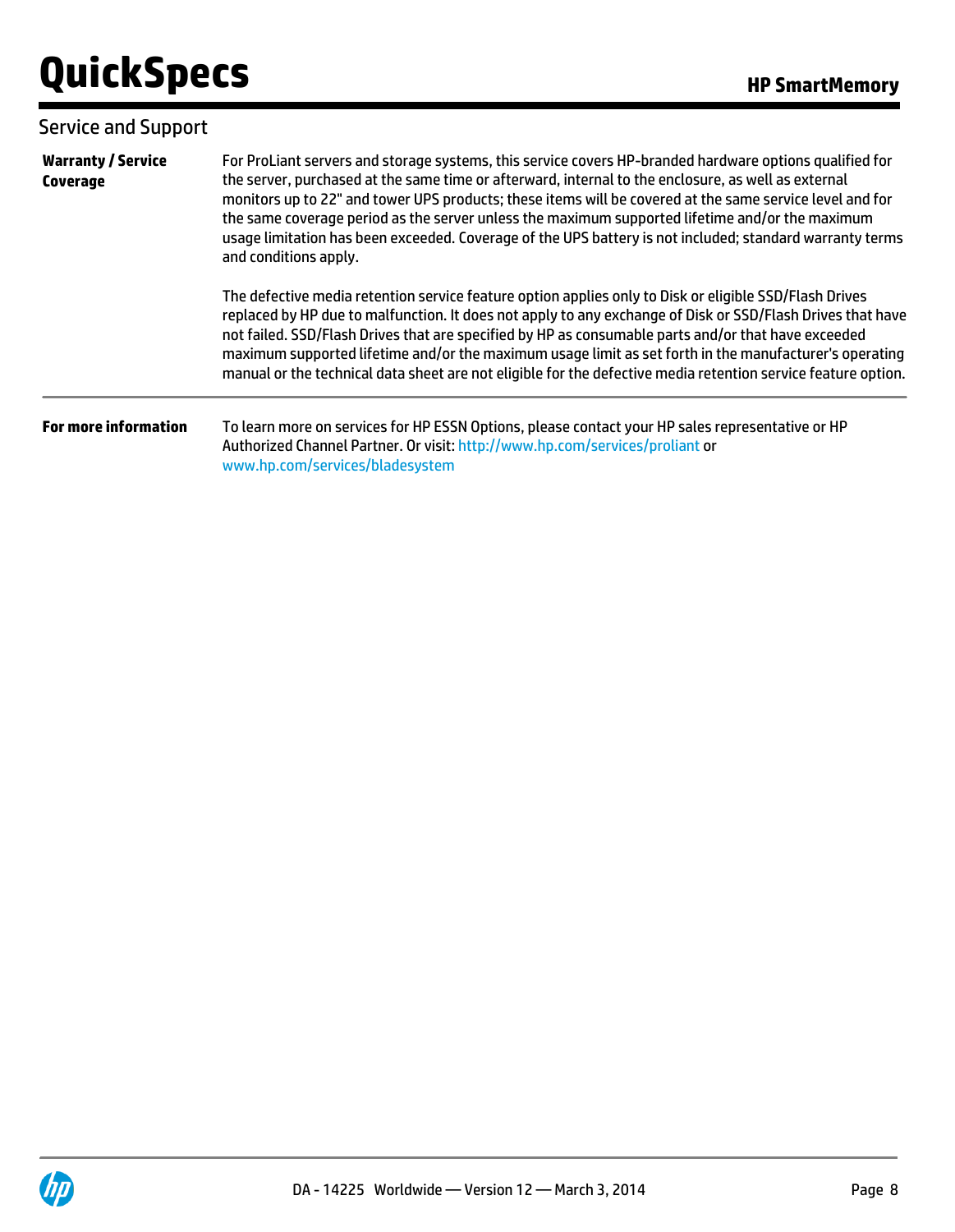## Service and Support

| | |
|---|---|
| **Warranty / Service Coverage** | For ProLiant servers and storage systems, this service covers HP-branded hardware options qualified for the server, purchased at the same time or afterward, internal to the enclosure, as well as external monitors up to 22" and tower UPS products; these items will be covered at the same service level and for the same coverage period as the server unless the maximum supported lifetime and/or the maximum usage limitation has been exceeded. Coverage of the UPS battery is not included; standard warranty terms and conditions apply.<br><br>The defective media retention service feature option applies only to Disk or eligible SSD/Flash Drives replaced by HP due to malfunction. It does not apply to any exchange of Disk or SSD/Flash Drives that have not failed. SSD/Flash Drives that are specified by HP as consumable parts and/or that have exceeded maximum supported lifetime and/or the maximum usage limit as set forth in the manufacturer's operating manual or the technical data sheet are not eligible for the defective media retention service feature option. |
| **For more information** | To learn more on services for HP ESSN Options, please contact your HP sales representative or HP Authorized Channel Partner. Or visit: http://www.hp.com/services/proliant or www.hp.com/services/bladesystem |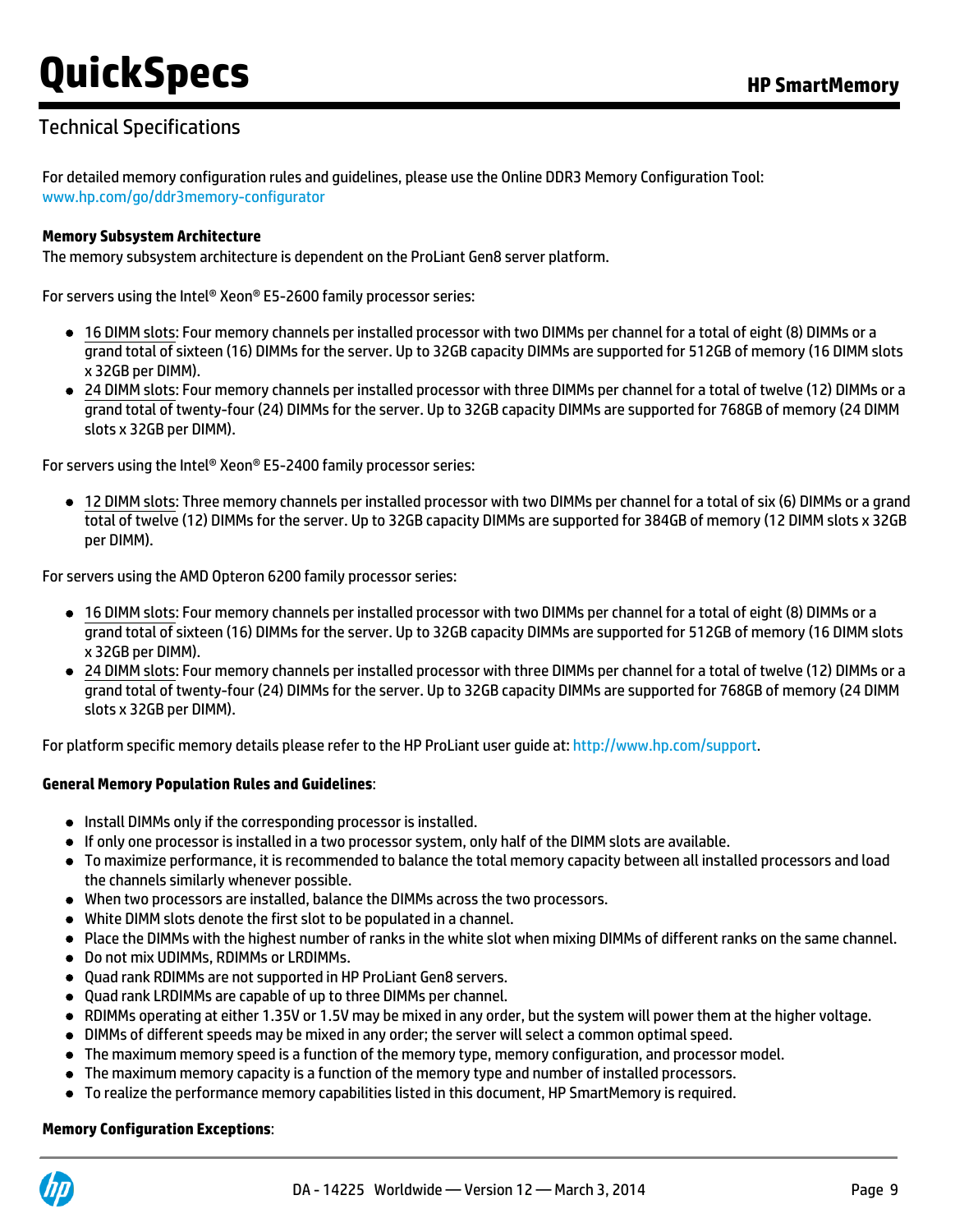## Technical Specifications

For detailed memory configuration rules and guidelines, please use the Online DDR3 Memory Configuration Tool: www.hp.com/go/ddr3memory-configurator

**Memory Subsystem Architecture**

The memory subsystem architecture is dependent on the ProLiant Gen8 server platform.

For servers using the Intel® Xeon® E5-2600 family processor series:

- 16 DIMM slots: Four memory channels per installed processor with two DIMMs per channel for a total of eight (8) DIMMs or a grand total of sixteen (16) DIMMs for the server. Up to 32GB capacity DIMMs are supported for 512GB of memory (16 DIMM slots x 32GB per DIMM).
- 24 DIMM slots: Four memory channels per installed processor with three DIMMs per channel for a total of twelve (12) DIMMs or a grand total of twenty-four (24) DIMMs for the server. Up to 32GB capacity DIMMs are supported for 768GB of memory (24 DIMM slots x 32GB per DIMM).

For servers using the Intel® Xeon® E5-2400 family processor series:

- 12 DIMM slots: Three memory channels per installed processor with two DIMMs per channel for a total of six (6) DIMMs or a grand total of twelve (12) DIMMs for the server. Up to 32GB capacity DIMMs are supported for 384GB of memory (12 DIMM slots x 32GB per DIMM).

For servers using the AMD Opteron 6200 family processor series:

- 16 DIMM slots: Four memory channels per installed processor with two DIMMs per channel for a total of eight (8) DIMMs or a grand total of sixteen (16) DIMMs for the server. Up to 32GB capacity DIMMs are supported for 512GB of memory (16 DIMM slots x 32GB per DIMM).
- 24 DIMM slots: Four memory channels per installed processor with three DIMMs per channel for a total of twelve (12) DIMMs or a grand total of twenty-four (24) DIMMs for the server. Up to 32GB capacity DIMMs are supported for 768GB of memory (24 DIMM slots x 32GB per DIMM).

For platform specific memory details please refer to the HP ProLiant user guide at: http://www.hp.com/support.

**General Memory Population Rules and Guidelines**:

- Install DIMMs only if the corresponding processor is installed.
- If only one processor is installed in a two processor system, only half of the DIMM slots are available.
- To maximize performance, it is recommended to balance the total memory capacity between all installed processors and load the channels similarly whenever possible.
- When two processors are installed, balance the DIMMs across the two processors.
- White DIMM slots denote the first slot to be populated in a channel.
- Place the DIMMs with the highest number of ranks in the white slot when mixing DIMMs of different ranks on the same channel.
- Do not mix UDIMMs, RDIMMs or LRDIMMs.
- Quad rank RDIMMs are not supported in HP ProLiant Gen8 servers.
- Quad rank LRDIMMs are capable of up to three DIMMs per channel.
- RDIMMs operating at either 1.35V or 1.5V may be mixed in any order, but the system will power them at the higher voltage.
- DIMMs of different speeds may be mixed in any order; the server will select a common optimal speed.
- The maximum memory speed is a function of the memory type, memory configuration, and processor model.
- The maximum memory capacity is a function of the memory type and number of installed processors.
- To realize the performance memory capabilities listed in this document, HP SmartMemory is required.

**Memory Configuration Exceptions**: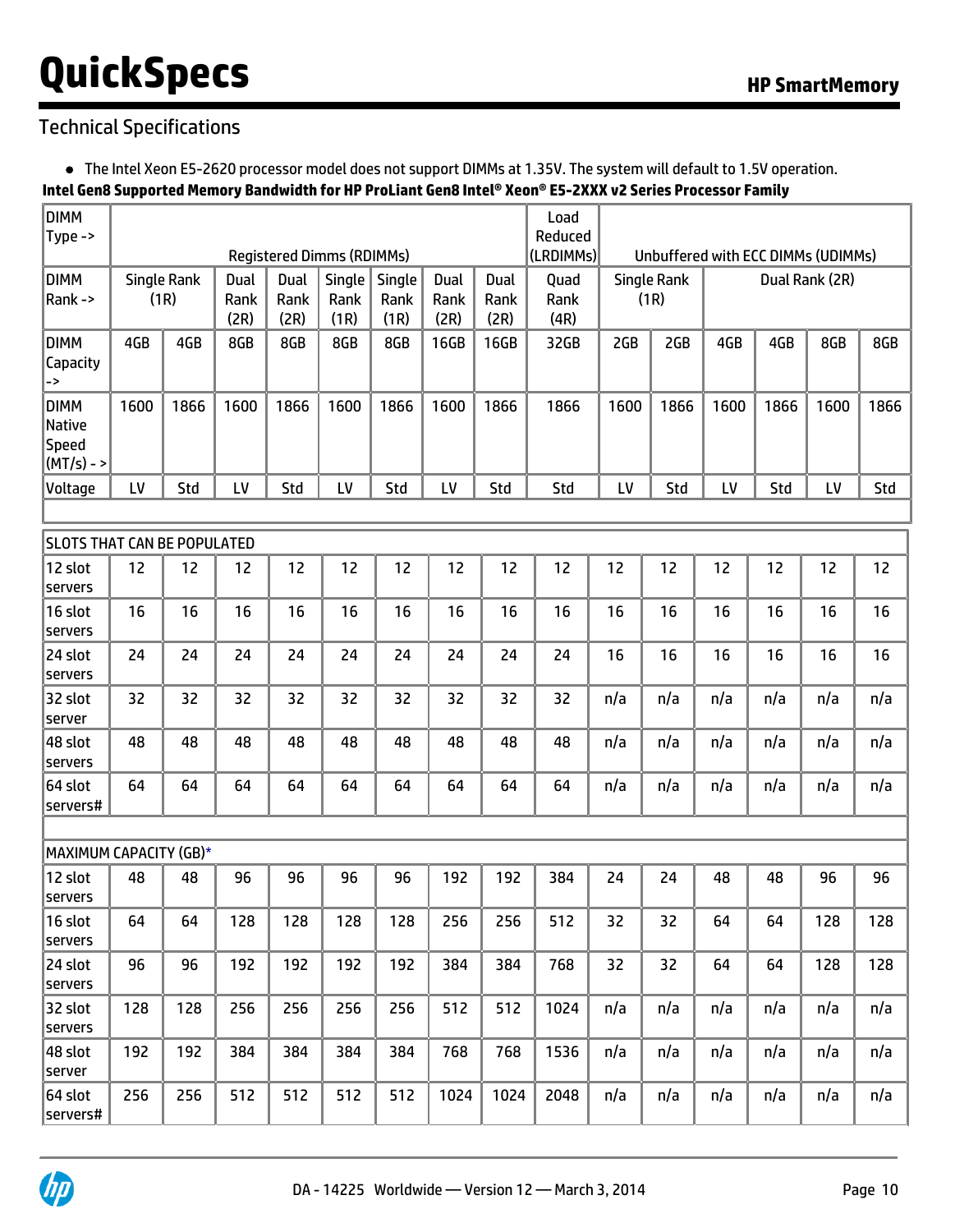## Technical Specifications

- The Intel Xeon E5-2620 processor model does not support DIMMs at 1.35V. The system will default to 1.5V operation.

**Intel Gen8 Supported Memory Bandwidth for HP ProLiant Gen8 Intel® Xeon® E5-2XXX v2 Series Processor Family**

| DIMM Type -> | Registered Dimms (RDIMMs) | | | | | | | | Load Reduced (LRDIMMs) | Unbuffered with ECC DIMMs (UDIMMs) | | | | | |
|---|---|---|---|---|---|---|---|---|---|---|---|---|---|---|---|
| DIMM Rank -> | Single Rank (1R) | | Dual Rank (2R) | Dual Rank (2R) | Single Rank (1R) | Single Rank (1R) | Dual Rank (2R) | Dual Rank (2R) | Quad Rank (4R) | Single Rank (1R) | | Dual Rank (2R) | | | |
| DIMM Capacity -> | 4GB | 4GB | 8GB | 8GB | 8GB | 8GB | 16GB | 16GB | 32GB | 2GB | 2GB | 4GB | 4GB | 8GB | 8GB |
| DIMM Native Speed (MT/s) - > | 1600 | 1866 | 1600 | 1866 | 1600 | 1866 | 1600 | 1866 | 1866 | 1600 | 1866 | 1600 | 1866 | 1600 | 1866 |
| Voltage | LV | Std | LV | Std | LV | Std | LV | Std | Std | LV | Std | LV | Std | LV | Std |
| | | | | | | | | | | | | | | | |
| SLOTS THAT CAN BE POPULATED | | | | | | | | | | | | | | | |
| 12 slot servers | 12 | 12 | 12 | 12 | 12 | 12 | 12 | 12 | 12 | 12 | 12 | 12 | 12 | 12 | 12 |
| 16 slot servers | 16 | 16 | 16 | 16 | 16 | 16 | 16 | 16 | 16 | 16 | 16 | 16 | 16 | 16 | 16 |
| 24 slot servers | 24 | 24 | 24 | 24 | 24 | 24 | 24 | 24 | 24 | 16 | 16 | 16 | 16 | 16 | 16 |
| 32 slot server | 32 | 32 | 32 | 32 | 32 | 32 | 32 | 32 | 32 | n/a | n/a | n/a | n/a | n/a | n/a |
| 48 slot servers | 48 | 48 | 48 | 48 | 48 | 48 | 48 | 48 | 48 | n/a | n/a | n/a | n/a | n/a | n/a |
| 64 slot servers# | 64 | 64 | 64 | 64 | 64 | 64 | 64 | 64 | 64 | n/a | n/a | n/a | n/a | n/a | n/a |
| | | | | | | | | | | | | | | | |
| MAXIMUM CAPACITY (GB)* | | | | | | | | | | | | | | | |
| 12 slot servers | 48 | 48 | 96 | 96 | 96 | 96 | 192 | 192 | 384 | 24 | 24 | 48 | 48 | 96 | 96 |
| 16 slot servers | 64 | 64 | 128 | 128 | 128 | 128 | 256 | 256 | 512 | 32 | 32 | 64 | 64 | 128 | 128 |
| 24 slot servers | 96 | 96 | 192 | 192 | 192 | 192 | 384 | 384 | 768 | 32 | 32 | 64 | 64 | 128 | 128 |
| 32 slot servers | 128 | 128 | 256 | 256 | 256 | 256 | 512 | 512 | 1024 | n/a | n/a | n/a | n/a | n/a | n/a |
| 48 slot server | 192 | 192 | 384 | 384 | 384 | 384 | 768 | 768 | 1536 | n/a | n/a | n/a | n/a | n/a | n/a |
| 64 slot servers# | 256 | 256 | 512 | 512 | 512 | 512 | 1024 | 1024 | 2048 | n/a | n/a | n/a | n/a | n/a | n/a |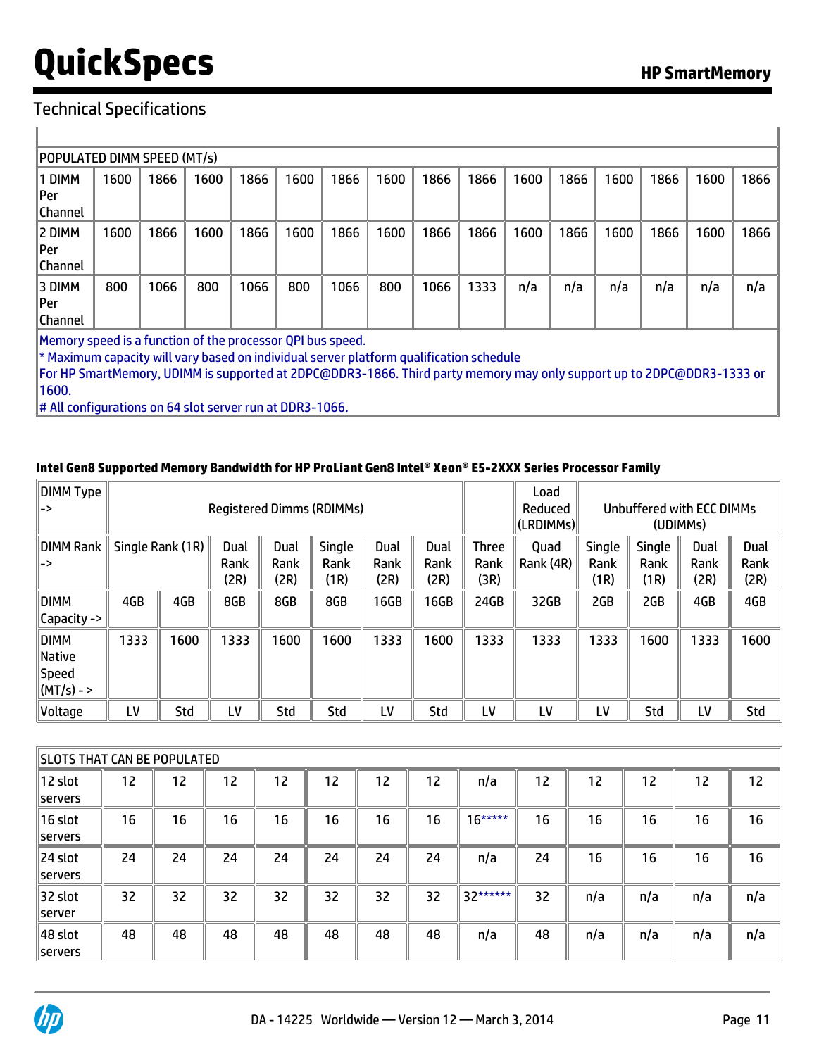## Technical Specifications

| POPULATED DIMM SPEED (MT/s) | | | | | | | | | | | | | | |
|---|---|---|---|---|---|---|---|---|---|---|---|---|---|---|
| 1 DIMM Per Channel | 1600 | 1866 | 1600 | 1866 | 1600 | 1866 | 1600 | 1866 | 1866 | 1600 | 1866 | 1600 | 1866 | 1600 | 1866 |
| 2 DIMM Per Channel | 1600 | 1866 | 1600 | 1866 | 1600 | 1866 | 1600 | 1866 | 1866 | 1600 | 1866 | 1600 | 1866 | 1600 | 1866 |
| 3 DIMM Per Channel | 800 | 1066 | 800 | 1066 | 800 | 1066 | 800 | 1066 | 1333 | n/a | n/a | n/a | n/a | n/a | n/a |

Memory speed is a function of the processor QPI bus speed.
* Maximum capacity will vary based on individual server platform qualification schedule
For HP SmartMemory, UDIMM is supported at 2DPC@DDR3-1866. Third party memory may only support up to 2DPC@DDR3-1333 or 1600.
# All configurations on 64 slot server run at DDR3-1066.

**Intel Gen8 Supported Memory Bandwidth for HP ProLiant Gen8 Intel® Xeon® E5-2XXX Series Processor Family**

| DIMM Type -> | Registered Dimms (RDIMMs) | | | | | | | | Load Reduced (LRDIMMs) | Unbuffered with ECC DIMMs (UDIMMs) | | | |
|---|---|---|---|---|---|---|---|---|---|---|---|---|---|
| DIMM Rank -> | Single Rank (1R) | | Dual Rank (2R) | Dual Rank (2R) | Single Rank (1R) | Dual Rank (2R) | Dual Rank (2R) | Three Rank (3R) | Quad Rank (4R) | Single Rank (1R) | Single Rank (1R) | Dual Rank (2R) | Dual Rank (2R) |
| DIMM Capacity -> | 4GB | 4GB | 8GB | 8GB | 8GB | 16GB | 16GB | 24GB | 32GB | 2GB | 2GB | 4GB | 4GB |
| DIMM Native Speed (MT/s) - > | 1333 | 1600 | 1333 | 1600 | 1600 | 1333 | 1600 | 1333 | 1333 | 1333 | 1600 | 1333 | 1600 |
| Voltage | LV | Std | LV | Std | Std | LV | Std | LV | LV | LV | Std | LV | Std |
| SLOTS THAT CAN BE POPULATED | | | | | | | | | | | | | |
| 12 slot servers | 12 | 12 | 12 | 12 | 12 | 12 | 12 | n/a | 12 | 12 | 12 | 12 | 12 |
| 16 slot servers | 16 | 16 | 16 | 16 | 16 | 16 | 16 | 16***** | 16 | 16 | 16 | 16 | 16 |
| 24 slot servers | 24 | 24 | 24 | 24 | 24 | 24 | 24 | n/a | 24 | 16 | 16 | 16 | 16 |
| 32 slot server | 32 | 32 | 32 | 32 | 32 | 32 | 32 | 32****** | 32 | n/a | n/a | n/a | n/a |
| 48 slot servers | 48 | 48 | 48 | 48 | 48 | 48 | 48 | n/a | 48 | n/a | n/a | n/a | n/a |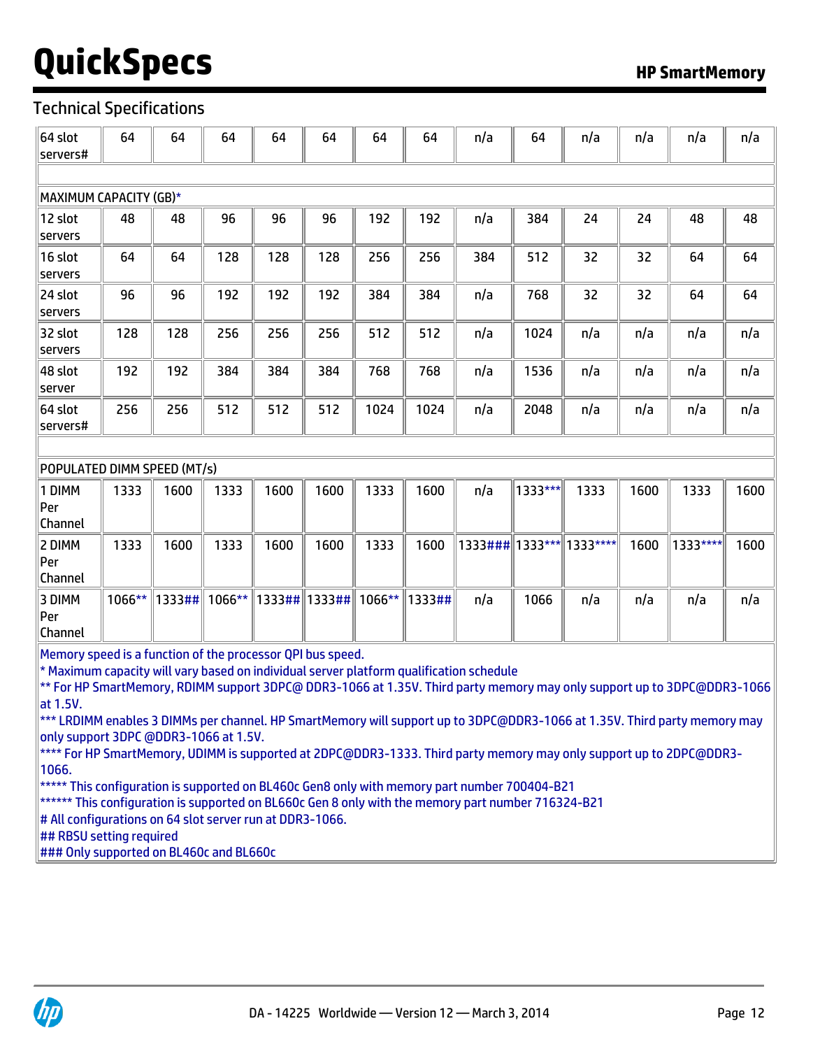Technical Specifications

| 64 slot servers# | 64 | 64 | 64 | 64 | 64 | 64 | 64 | n/a | 64 | n/a | n/a | n/a | n/a |
|---|---|---|---|---|---|---|---|---|---|---|---|---|---|
| | | | | | | | | | | | | | |
| MAXIMUM CAPACITY (GB)* | | | | | | | | | | | | | |
| 12 slot servers | 48 | 48 | 96 | 96 | 96 | 192 | 192 | n/a | 384 | 24 | 24 | 48 | 48 |
| 16 slot servers | 64 | 64 | 128 | 128 | 128 | 256 | 256 | 384 | 512 | 32 | 32 | 64 | 64 |
| 24 slot servers | 96 | 96 | 192 | 192 | 192 | 384 | 384 | n/a | 768 | 32 | 32 | 64 | 64 |
| 32 slot servers | 128 | 128 | 256 | 256 | 256 | 512 | 512 | n/a | 1024 | n/a | n/a | n/a | n/a |
| 48 slot server | 192 | 192 | 384 | 384 | 384 | 768 | 768 | n/a | 1536 | n/a | n/a | n/a | n/a |
| 64 slot servers# | 256 | 256 | 512 | 512 | 512 | 1024 | 1024 | n/a | 2048 | n/a | n/a | n/a | n/a |
| | | | | | | | | | | | | | |
| POPULATED DIMM SPEED (MT/s) | | | | | | | | | | | | | |
| 1 DIMM Per Channel | 1333 | 1600 | 1333 | 1600 | 1600 | 1333 | 1600 | n/a | 1333*** | 1333 | 1600 | 1333 | 1600 |
| 2 DIMM Per Channel | 1333 | 1600 | 1333 | 1600 | 1600 | 1333 | 1600 | 1333### | 1333*** | 1333**** | 1600 | 1333**** | 1600 |
| 3 DIMM Per Channel | 1066** | 1333## | 1066** | 1333## | 1333## | 1066** | 1333## | n/a | 1066 | n/a | n/a | n/a | n/a |

Memory speed is a function of the processor QPI bus speed.

* Maximum capacity will vary based on individual server platform qualification schedule

** For HP SmartMemory, RDIMM support 3DPC@ DDR3-1066 at 1.35V. Third party memory may only support up to 3DPC@DDR3-1066 at 1.5V.

*** LRDIMM enables 3 DIMMs per channel. HP SmartMemory will support up to 3DPC@DDR3-1066 at 1.35V. Third party memory may only support 3DPC @DDR3-1066 at 1.5V.

**** For HP SmartMemory, UDIMM is supported at 2DPC@DDR3-1333. Third party memory may only support up to 2DPC@DDR3-1066.

***** This configuration is supported on BL460c Gen8 only with memory part number 700404-B21

****** This configuration is supported on BL660c Gen 8 only with the memory part number 716324-B21

# All configurations on 64 slot server run at DDR3-1066.

## RBSU setting required

### Only supported on BL460c and BL660c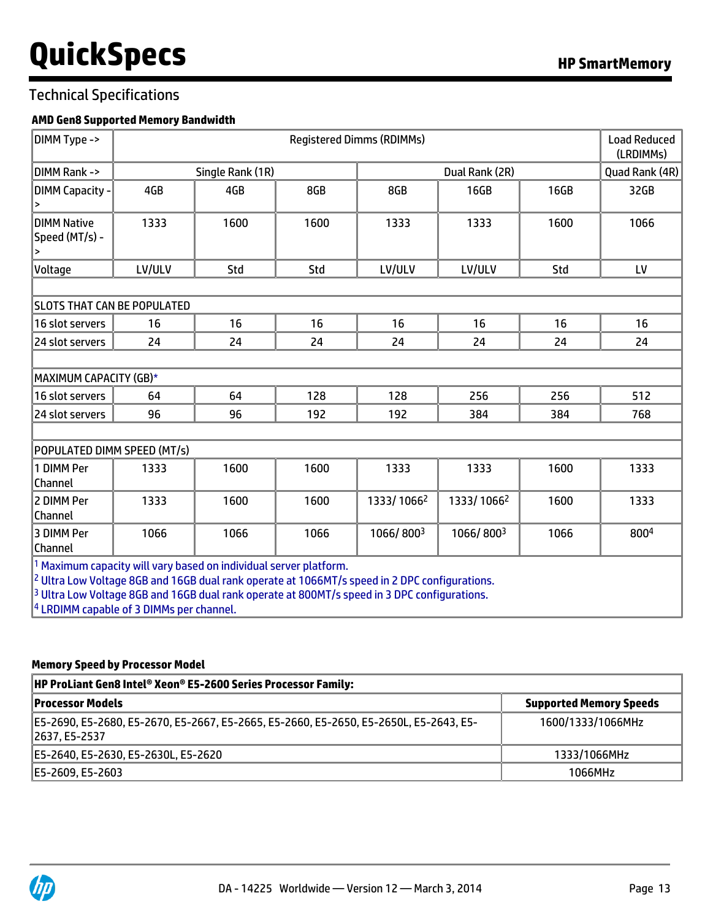## Technical Specifications

### AMD Gen8 Supported Memory Bandwidth

| DIMM Type -> | Registered Dimms (RDIMMs) | | | | | | Load Reduced (LRDIMMs) |
|---|---|---|---|---|---|---|---|
| DIMM Rank -> | Single Rank (1R) | | | Dual Rank (2R) | | | Quad Rank (4R) |
| DIMM Capacity -> | 4GB | 4GB | 8GB | 8GB | 16GB | 16GB | 32GB |
| DIMM Native Speed (MT/s) -> | 1333 | 1600 | 1600 | 1333 | 1333 | 1600 | 1066 |
| Voltage | LV/ULV | Std | Std | LV/ULV | LV/ULV | Std | LV |
| | | | | | | | |
| SLOTS THAT CAN BE POPULATED | | | | | | | |
| 16 slot servers | 16 | 16 | 16 | 16 | 16 | 16 | 16 |
| 24 slot servers | 24 | 24 | 24 | 24 | 24 | 24 | 24 |
| | | | | | | | |
| MAXIMUM CAPACITY (GB)* | | | | | | | |
| 16 slot servers | 64 | 64 | 128 | 128 | 256 | 256 | 512 |
| 24 slot servers | 96 | 96 | 192 | 192 | 384 | 384 | 768 |
| | | | | | | | |
| POPULATED DIMM SPEED (MT/s) | | | | | | | |
| 1 DIMM Per Channel | 1333 | 1600 | 1600 | 1333 | 1333 | 1600 | 1333 |
| 2 DIMM Per Channel | 1333 | 1600 | 1600 | 1333/ 1066[2] | 1333/ 1066[2] | 1600 | 1333 |
| 3 DIMM Per Channel | 1066 | 1066 | 1066 | 1066/ 800[3] | 1066/ 800[3] | 1066 | 800[4] |

[1] Maximum capacity will vary based on individual server platform.
[2] Ultra Low Voltage 8GB and 16GB dual rank operate at 1066MT/s speed in 2 DPC configurations.
[3] Ultra Low Voltage 8GB and 16GB dual rank operate at 800MT/s speed in 3 DPC configurations.
[4] LRDIMM capable of 3 DIMMs per channel.

### Memory Speed by Processor Model

| HP ProLiant Gen8 Intel® Xeon® E5-2600 Series Processor Family: | |
|---|---|
| **Processor Models** | **Supported Memory Speeds** |
| E5-2690, E5-2680, E5-2670, E5-2667, E5-2665, E5-2660, E5-2650, E5-2650L, E5-2643, E5-2637, E5-2537 | 1600/1333/1066MHz |
| E5-2640, E5-2630, E5-2630L, E5-2620 | 1333/1066MHz |
| E5-2609, E5-2603 | 1066MHz |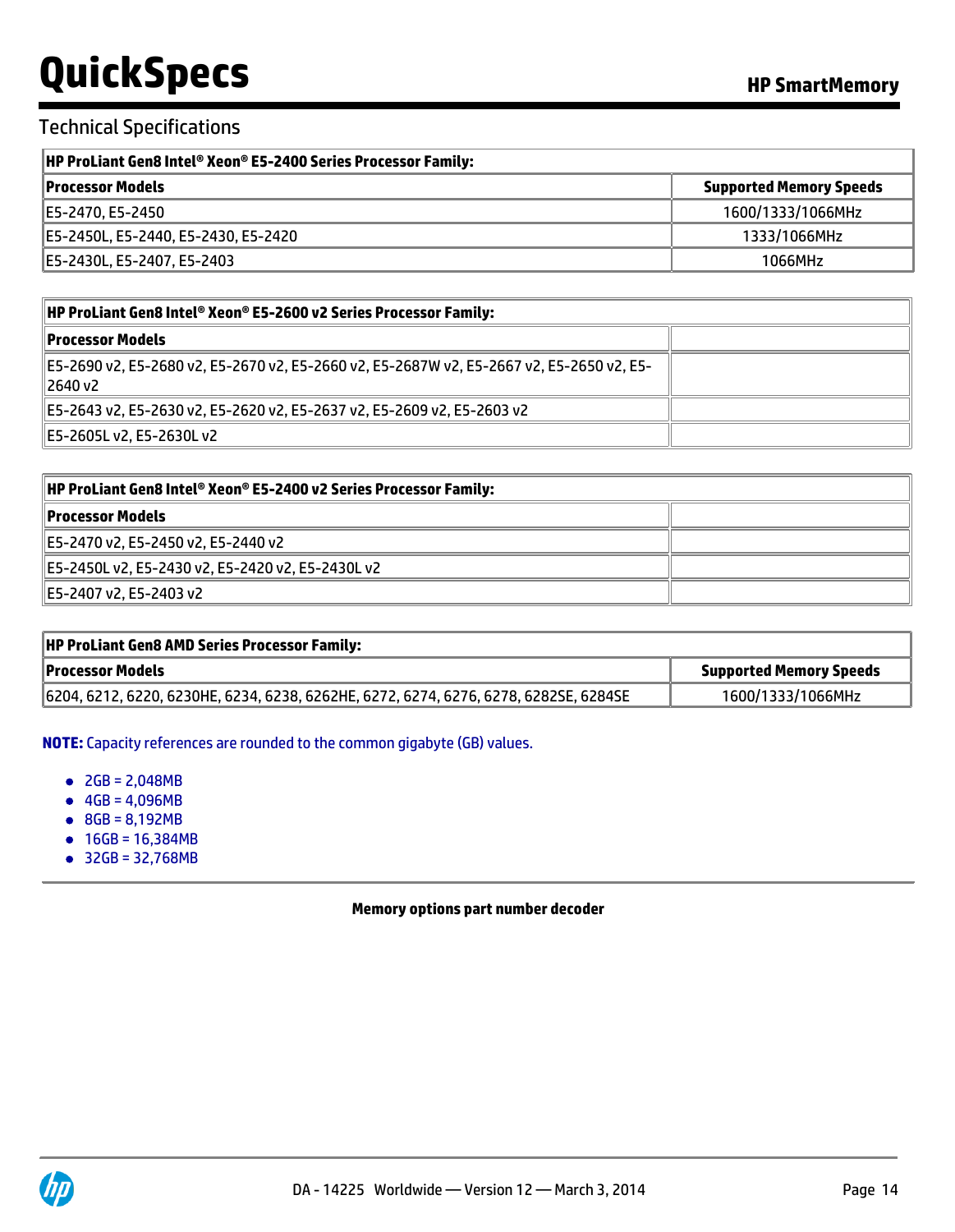## Technical Specifications

| HP ProLiant Gen8 Intel® Xeon® E5-2400 Series Processor Family: | |
|---|---|
| **Processor Models** | **Supported Memory Speeds** |
| E5-2470, E5-2450 | 1600/1333/1066MHz |
| E5-2450L, E5-2440, E5-2430, E5-2420 | 1333/1066MHz |
| E5-2430L, E5-2407, E5-2403 | 1066MHz |

| HP ProLiant Gen8 Intel® Xeon® E5-2600 v2 Series Processor Family: | |
|---|---|
| **Processor Models** | |
| E5-2690 v2, E5-2680 v2, E5-2670 v2, E5-2660 v2, E5-2687W v2, E5-2667 v2, E5-2650 v2, E5-2640 v2 | |
| E5-2643 v2, E5-2630 v2, E5-2620 v2, E5-2637 v2, E5-2609 v2, E5-2603 v2 | |
| E5-2605L v2, E5-2630L v2 | |

| HP ProLiant Gen8 Intel® Xeon® E5-2400 v2 Series Processor Family: | |
|---|---|
| **Processor Models** | |
| E5-2470 v2, E5-2450 v2, E5-2440 v2 | |
| E5-2450L v2, E5-2430 v2, E5-2420 v2, E5-2430L v2 | |
| E5-2407 v2, E5-2403 v2 | |

| HP ProLiant Gen8 AMD Series Processor Family: | |
|---|---|
| **Processor Models** | **Supported Memory Speeds** |
| 6204, 6212, 6220, 6230HE, 6234, 6238, 6262HE, 6272, 6274, 6276, 6278, 6282SE, 6284SE | 1600/1333/1066MHz |

**NOTE:** Capacity references are rounded to the common gigabyte (GB) values.

- 2GB = 2,048MB
- 4GB = 4,096MB
- 8GB = 8,192MB
- 16GB = 16,384MB
- 32GB = 32,768MB

**Memory options part number decoder**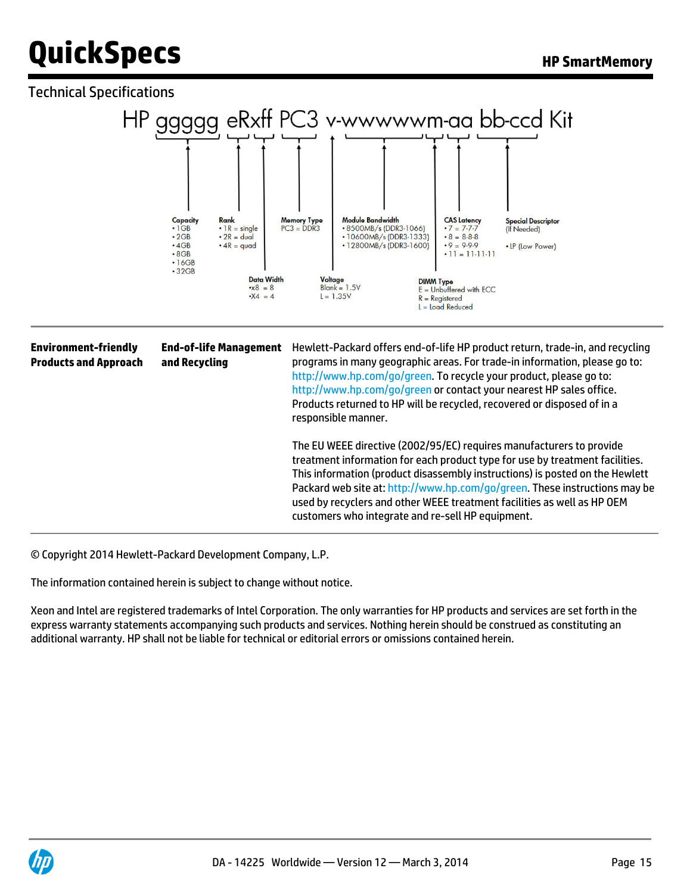## Technical Specifications

HP ggggg eRxff PC3 v-wwwwwm-aa bb-ccd Kit

Capacity
- 1GB
- 2GB
- 4GB
- 8GB
- 16GB
- 32GB

Rank
- 1R = single
- 2R = dual
- 4R = quad

Data Width
- x8 = 8
- X4 = 4

Memory Type
PC3 = DDR3

Voltage
Blank = 1.5V
L = 1.35V

Module Bandwidth
- 8500MB/s (DDR3-1066)
- 10600MB/s (DDR3-1333)
- 12800MB/s (DDR3-1600)

DIMM Type
E = Unbuffered with ECC
R = Registered
L = Load Reduced

CAS Latency
- 7 = 7-7-7
- 8 = 8-8-8
- 9 = 9-9-9
- 11 = 11-11-11

Special Descriptor
(If Needed)
- LP (Low Power)

| | | |
|---|---|---|
| **Environment-friendly Products and Approach** | **End-of-life Management and Recycling** | Hewlett-Packard offers end-of-life HP product return, trade-in, and recycling programs in many geographic areas. For trade-in information, please go to: http://www.hp.com/go/green. To recycle your product, please go to: http://www.hp.com/go/green or contact your nearest HP sales office. Products returned to HP will be recycled, recovered or disposed of in a responsible manner.<br><br>The EU WEEE directive (2002/95/EC) requires manufacturers to provide treatment information for each product type for use by treatment facilities. This information (product disassembly instructions) is posted on the Hewlett Packard web site at: http://www.hp.com/go/green. These instructions may be used by recyclers and other WEEE treatment facilities as well as HP OEM customers who integrate and re-sell HP equipment. |

© Copyright 2014 Hewlett-Packard Development Company, L.P.

The information contained herein is subject to change without notice.

Xeon and Intel are registered trademarks of Intel Corporation. The only warranties for HP products and services are set forth in the express warranty statements accompanying such products and services. Nothing herein should be construed as constituting an additional warranty. HP shall not be liable for technical or editorial errors or omissions contained herein.